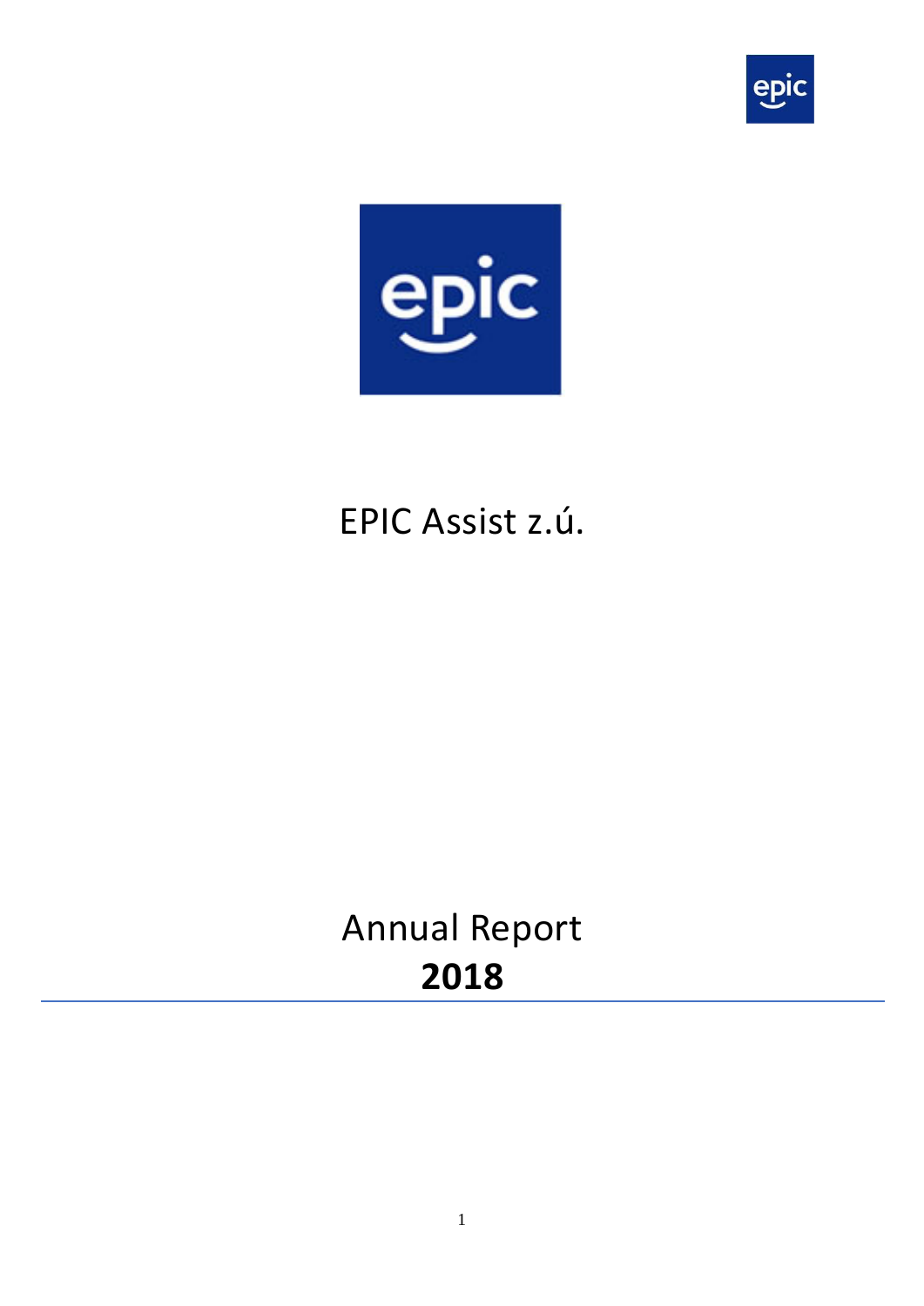# EPIC Assist z.ú.

# Annual Report

# **2018**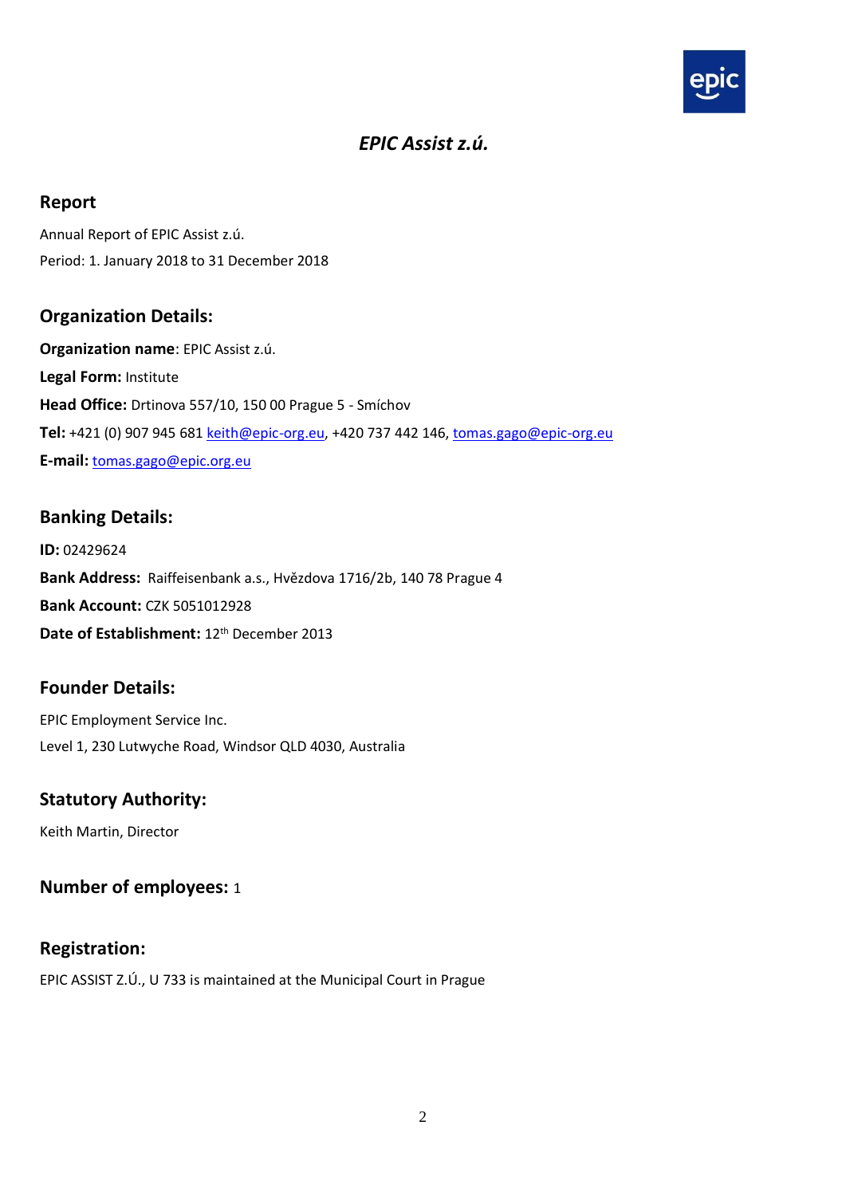# *EPIC Assist z.ú.*

## Report

Annual Report of EPIC Assist z.ú.

Period: 1. January 2018 to 31 December 2018

## Organization Details:

**Organization name**: EPIC Assist z.ú.

**Legal Form:** Institute

**Head Office:** Drtinova 557/10, 150 00 Prague 5 - Smíchov

**Tel:** +421 (0) 907 945 681 keith@epic-org.eu, +420 737 442 146, tomas.gago@epic-org.eu

**E-mail:** tomas.gago@epic.org.eu

## Banking Details:

**ID:** 02429624

**Bank Address:** Raiffeisenbank a.s., Hvězdova 1716/2b, 140 78 Prague 4

**Bank Account:** CZK 5051012928

**Date of Establishment:** 12th December 2013

## Founder Details:

EPIC Employment Service Inc.

Level 1, 230 Lutwyche Road, Windsor QLD 4030, Australia

## Statutory Authority:

Keith Martin, Director

## Number of employees: 1

## Registration:

EPIC ASSIST Z.Ú., U 733 is maintained at the Municipal Court in Prague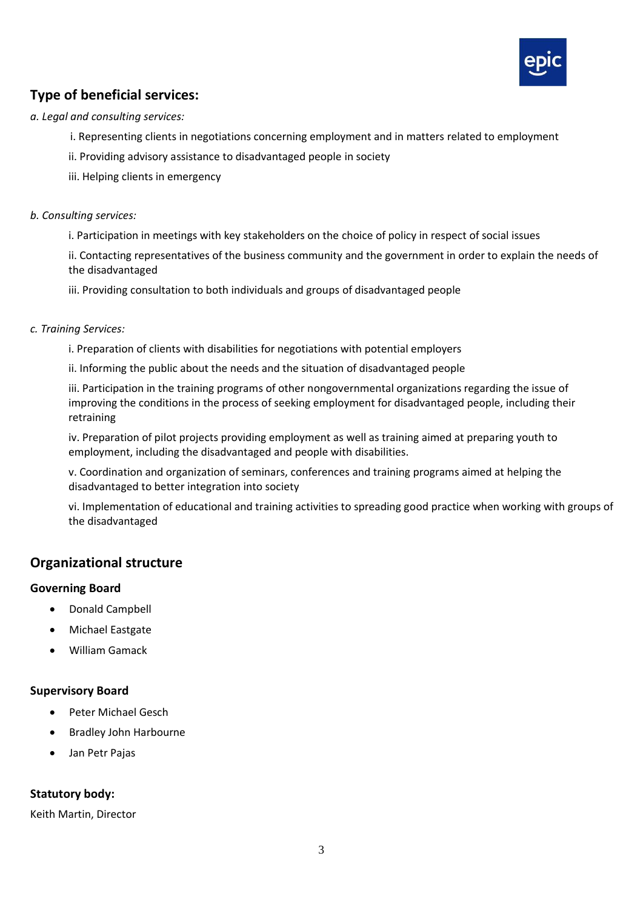## Type of beneficial services:

*a. Legal and consulting services:*

i. Representing clients in negotiations concerning employment and in matters related to employment

ii. Providing advisory assistance to disadvantaged people in society

iii. Helping clients in emergency

*b. Consulting services:*

i. Participation in meetings with key stakeholders on the choice of policy in respect of social issues

ii. Contacting representatives of the business community and the government in order to explain the needs of the disadvantaged

iii. Providing consultation to both individuals and groups of disadvantaged people

*c. Training Services:*

i. Preparation of clients with disabilities for negotiations with potential employers

ii. Informing the public about the needs and the situation of disadvantaged people

iii. Participation in the training programs of other nongovernmental organizations regarding the issue of improving the conditions in the process of seeking employment for disadvantaged people, including their retraining

iv. Preparation of pilot projects providing employment as well as training aimed at preparing youth to employment, including the disadvantaged and people with disabilities.

v. Coordination and organization of seminars, conferences and training programs aimed at helping the disadvantaged to better integration into society

vi. Implementation of educational and training activities to spreading good practice when working with groups of the disadvantaged

## Organizational structure

### Governing Board

- Donald Campbell
- Michael Eastgate
- William Gamack

### Supervisory Board

- Peter Michael Gesch
- Bradley John Harbourne
- Jan Petr Pajas

### Statutory body:

Keith Martin, Director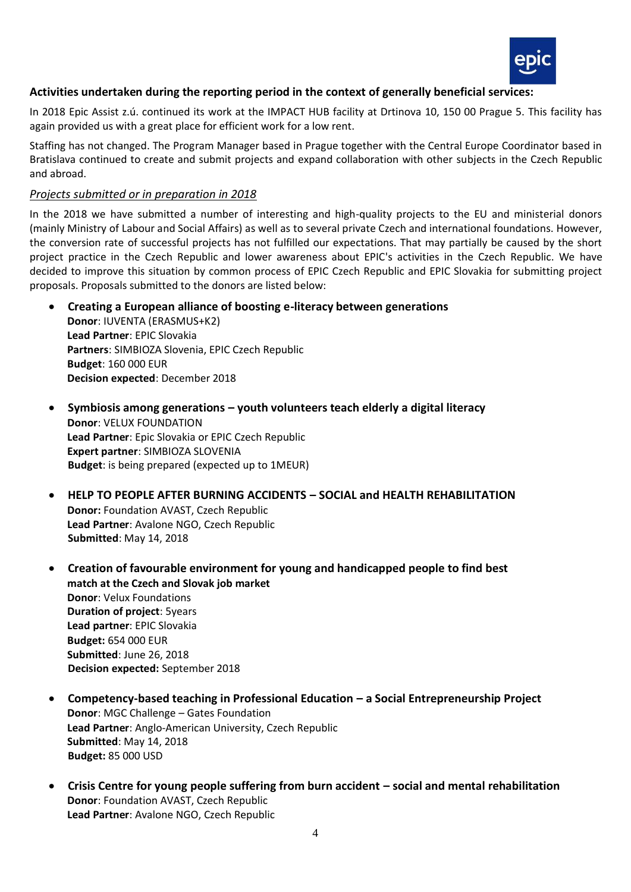**Activities undertaken during the reporting period in the context of generally beneficial services:**

In 2018 Epic Assist z.ú. continued its work at the IMPACT HUB facility at Drtinova 10, 150 00 Prague 5. This facility has again provided us with a great place for efficient work for a low rent.

Staffing has not changed. The Program Manager based in Prague together with the Central Europe Coordinator based in Bratislava continued to create and submit projects and expand collaboration with other subjects in the Czech Republic and abroad.

*Projects submitted or in preparation in 2018*

In the 2018 we have submitted a number of interesting and high-quality projects to the EU and ministerial donors (mainly Ministry of Labour and Social Affairs) as well as to several private Czech and international foundations. However, the conversion rate of successful projects has not fulfilled our expectations. That may partially be caused by the short project practice in the Czech Republic and lower awareness about EPIC's activities in the Czech Republic. We have decided to improve this situation by common process of EPIC Czech Republic and EPIC Slovakia for submitting project proposals. Proposals submitted to the donors are listed below:

- **Creating a European alliance of boosting e-literacy between generations**
  **Donor**: IUVENTA (ERASMUS+K2)
  **Lead Partner**: EPIC Slovakia
  **Partners**: SIMBIOZA Slovenia, EPIC Czech Republic
  **Budget**: 160 000 EUR
  **Decision expected**: December 2018

- **Symbiosis among generations – youth volunteers teach elderly a digital literacy**
  **Donor**: VELUX FOUNDATION
  **Lead Partner**: Epic Slovakia or EPIC Czech Republic
  **Expert partner**: SIMBIOZA SLOVENIA
  **Budget**: is being prepared (expected up to 1MEUR)

- **HELP TO PEOPLE AFTER BURNING ACCIDENTS – SOCIAL and HEALTH REHABILITATION**
  **Donor:** Foundation AVAST, Czech Republic
  **Lead Partner**: Avalone NGO, Czech Republic
  **Submitted**: May 14, 2018

- **Creation of favourable environment for young and handicapped people to find best match at the Czech and Slovak job market**
  **Donor**: Velux Foundations
  **Duration of project**: 5years
  **Lead partner**: EPIC Slovakia
  **Budget:** 654 000 EUR
  **Submitted**: June 26, 2018
  **Decision expected:** September 2018

- **Competency-based teaching in Professional Education – a Social Entrepreneurship Project**
  **Donor**: MGC Challenge – Gates Foundation
  **Lead Partner**: Anglo-American University, Czech Republic
  **Submitted**: May 14, 2018
  **Budget:** 85 000 USD

- **Crisis Centre for young people suffering from burn accident – social and mental rehabilitation**
  **Donor**: Foundation AVAST, Czech Republic
  **Lead Partner**: Avalone NGO, Czech Republic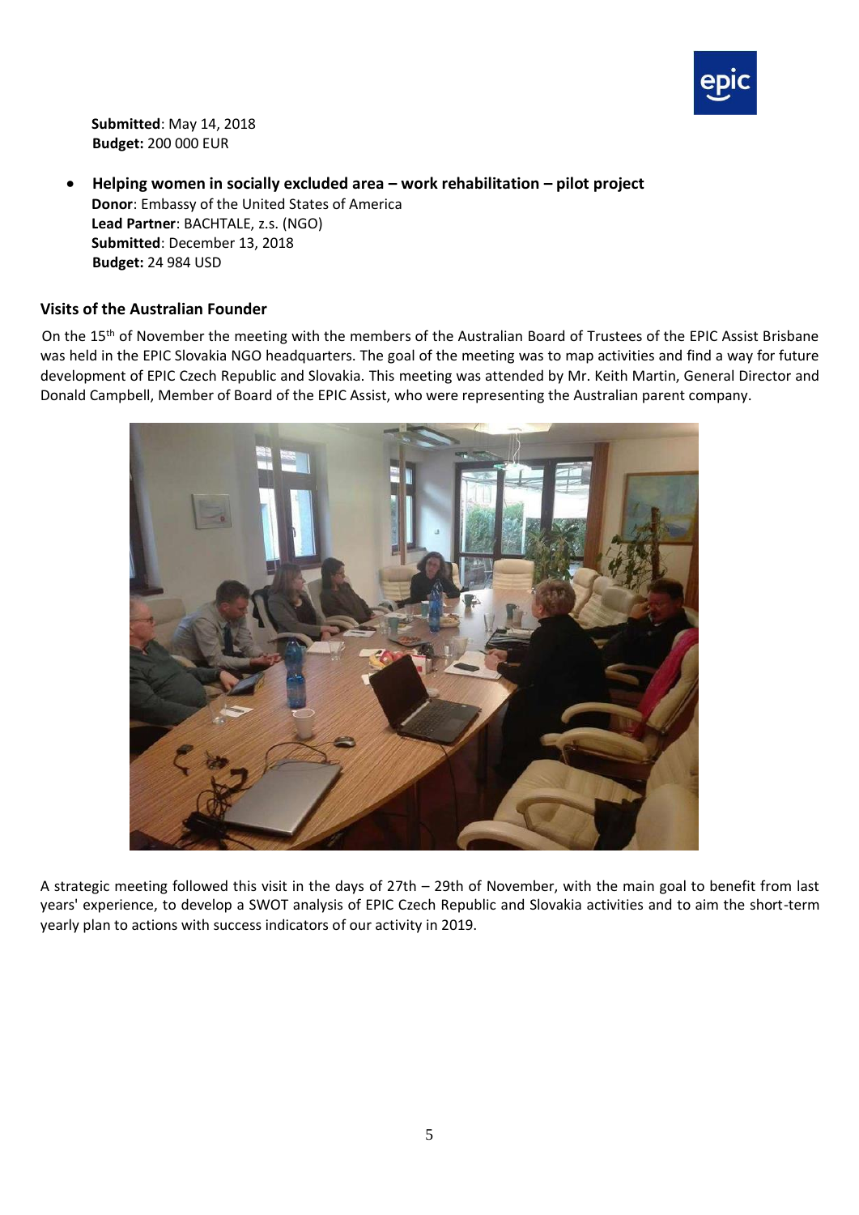**Submitted**: May 14, 2018
**Budget:** 200 000 EUR

- **Helping women in socially excluded area – work rehabilitation – pilot project**
  **Donor**: Embassy of the United States of America
  **Lead Partner**: BACHTALE, z.s. (NGO)
  **Submitted**: December 13, 2018
  **Budget:** 24 984 USD

### Visits of the Australian Founder

On the 15th of November the meeting with the members of the Australian Board of Trustees of the EPIC Assist Brisbane was held in the EPIC Slovakia NGO headquarters. The goal of the meeting was to map activities and find a way for future development of EPIC Czech Republic and Slovakia. This meeting was attended by Mr. Keith Martin, General Director and Donald Campbell, Member of Board of the EPIC Assist, who were representing the Australian parent company.

A strategic meeting followed this visit in the days of 27th – 29th of November, with the main goal to benefit from last years' experience, to develop a SWOT analysis of EPIC Czech Republic and Slovakia activities and to aim the short-term yearly plan to actions with success indicators of our activity in 2019.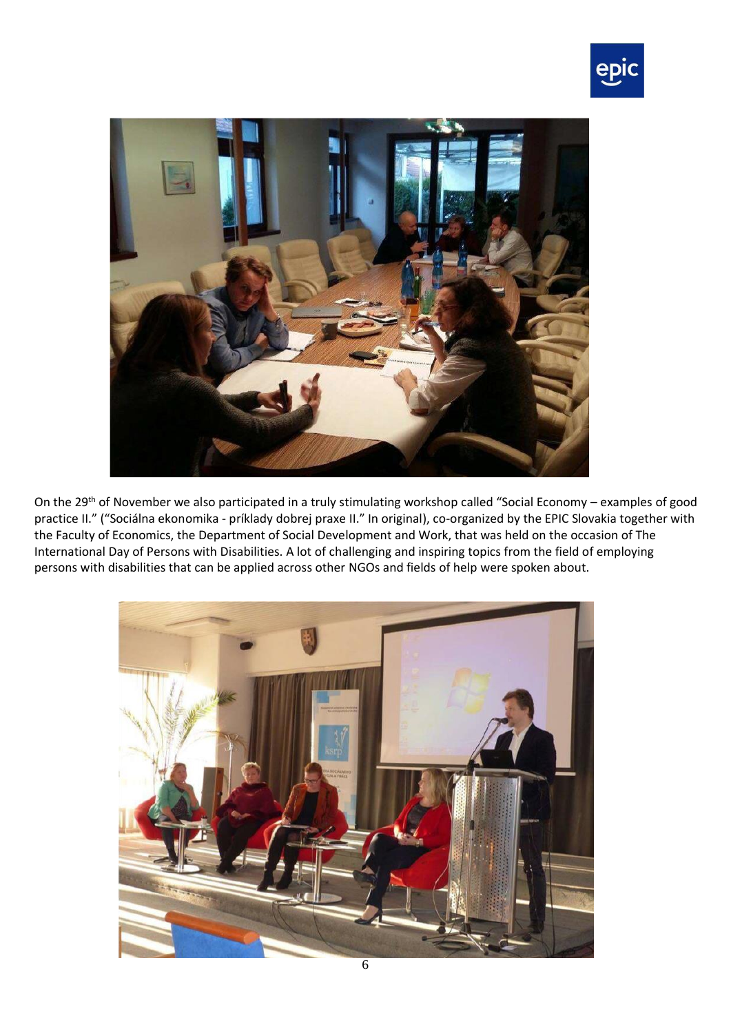On the 29th of November we also participated in a truly stimulating workshop called "Social Economy – examples of good practice II." ("Sociálna ekonomika - príklady dobrej praxe II." In original), co-organized by the EPIC Slovakia together with the Faculty of Economics, the Department of Social Development and Work, that was held on the occasion of The International Day of Persons with Disabilities. A lot of challenging and inspiring topics from the field of employing persons with disabilities that can be applied across other NGOs and fields of help were spoken about.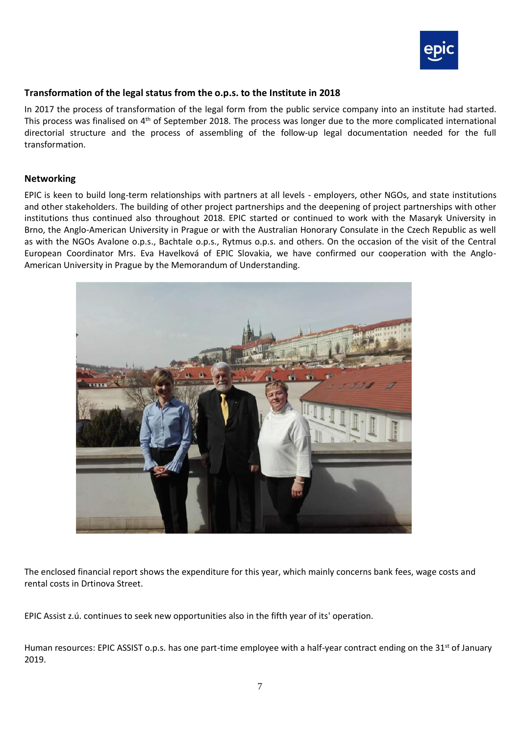### Transformation of the legal status from the o.p.s. to the Institute in 2018

In 2017 the process of transformation of the legal form from the public service company into an institute had started. This process was finalised on 4th of September 2018. The process was longer due to the more complicated international directorial structure and the process of assembling of the follow-up legal documentation needed for the full transformation.

### Networking

EPIC is keen to build long-term relationships with partners at all levels - employers, other NGOs, and state institutions and other stakeholders. The building of other project partnerships and the deepening of project partnerships with other institutions thus continued also throughout 2018. EPIC started or continued to work with the Masaryk University in Brno, the Anglo-American University in Prague or with the Australian Honorary Consulate in the Czech Republic as well as with the NGOs Avalone o.p.s., Bachtale o.p.s., Rytmus o.p.s. and others. On the occasion of the visit of the Central European Coordinator Mrs. Eva Havelková of EPIC Slovakia, we have confirmed our cooperation with the Anglo-American University in Prague by the Memorandum of Understanding.

The enclosed financial report shows the expenditure for this year, which mainly concerns bank fees, wage costs and rental costs in Drtinova Street.

EPIC Assist z.ú. continues to seek new opportunities also in the fifth year of its' operation.

Human resources: EPIC ASSIST o.p.s. has one part-time employee with a half-year contract ending on the 31st of January 2019.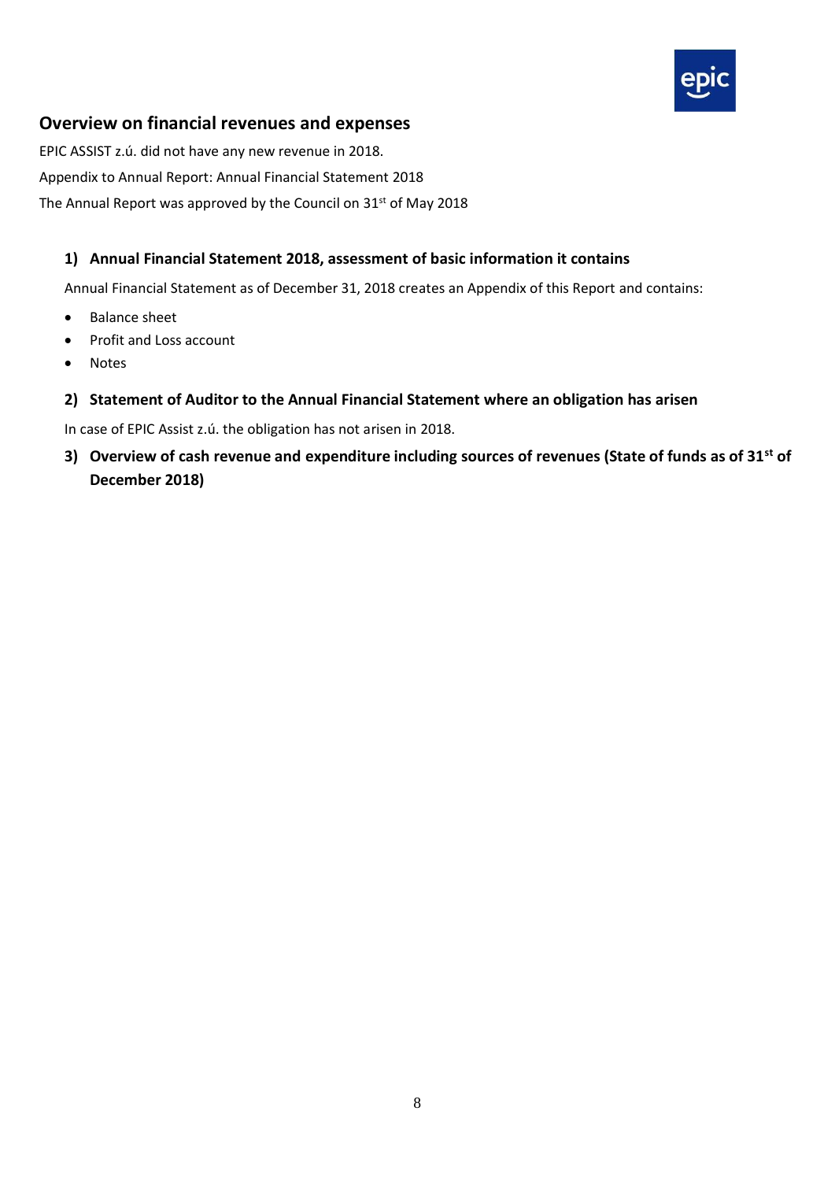## Overview on financial revenues and expenses

EPIC ASSIST z.ú. did not have any new revenue in 2018.

Appendix to Annual Report: Annual Financial Statement 2018

The Annual Report was approved by the Council on 31st of May 2018

### 1) Annual Financial Statement 2018, assessment of basic information it contains

Annual Financial Statement as of December 31, 2018 creates an Appendix of this Report and contains:

- Balance sheet
- Profit and Loss account
- Notes

### 2) Statement of Auditor to the Annual Financial Statement where an obligation has arisen

In case of EPIC Assist z.ú. the obligation has not arisen in 2018.

### 3) Overview of cash revenue and expenditure including sources of revenues (State of funds as of 31st of December 2018)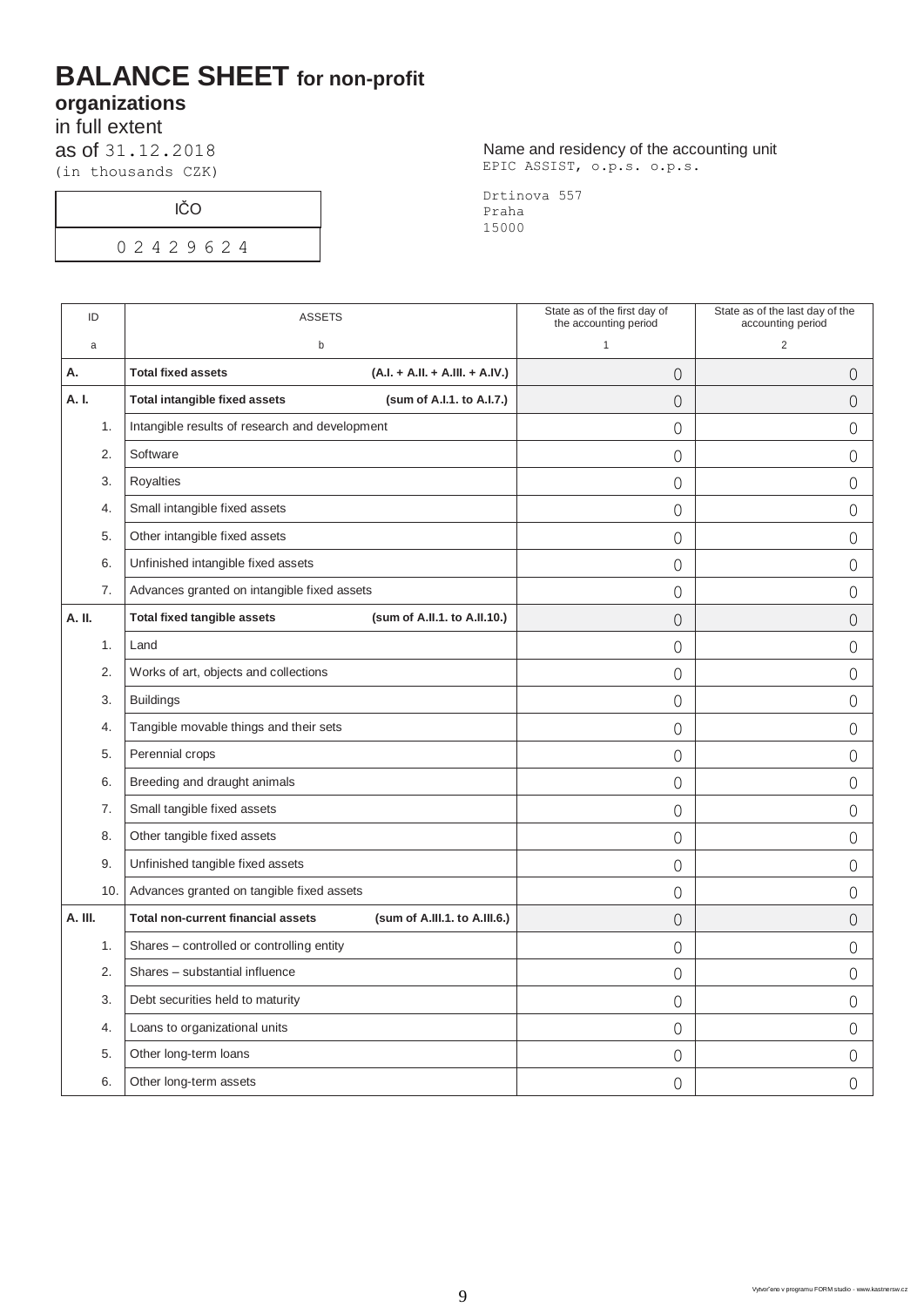# BALANCE SHEET for non-profit organizations

in full extent

as of 31.12.2018

(in thousands CZK)

| IČO |
|---|
| 0 2 4 2 9 6 2 4 |

Name and residency of the accounting unit

EPIC ASSIST, o.p.s. o.p.s.

Drtinova 557
Praha
15000

| ID | ASSETS | | State as of the first day of the accounting period | State as of the last day of the accounting period |
|---|---|---|---|---|
| a | b | | 1 | 2 |
| **A.** | **Total fixed assets** | **(A.I. + A.II. + A.III. + A.IV.)** | 0 | 0 |
| **A. I.** | **Total intangible fixed assets** | **(sum of A.I.1. to A.I.7.)** | 0 | 0 |
| 1. | Intangible results of research and development | | 0 | 0 |
| 2. | Software | | 0 | 0 |
| 3. | Royalties | | 0 | 0 |
| 4. | Small intangible fixed assets | | 0 | 0 |
| 5. | Other intangible fixed assets | | 0 | 0 |
| 6. | Unfinished intangible fixed assets | | 0 | 0 |
| 7. | Advances granted on intangible fixed assets | | 0 | 0 |
| **A. II.** | **Total fixed tangible assets** | **(sum of A.II.1. to A.II.10.)** | 0 | 0 |
| 1. | Land | | 0 | 0 |
| 2. | Works of art, objects and collections | | 0 | 0 |
| 3. | Buildings | | 0 | 0 |
| 4. | Tangible movable things and their sets | | 0 | 0 |
| 5. | Perennial crops | | 0 | 0 |
| 6. | Breeding and draught animals | | 0 | 0 |
| 7. | Small tangible fixed assets | | 0 | 0 |
| 8. | Other tangible fixed assets | | 0 | 0 |
| 9. | Unfinished tangible fixed assets | | 0 | 0 |
| 10. | Advances granted on tangible fixed assets | | 0 | 0 |
| **A. III.** | **Total non-current financial assets** | **(sum of A.III.1. to A.III.6.)** | 0 | 0 |
| 1. | Shares – controlled or controlling entity | | 0 | 0 |
| 2. | Shares – substantial influence | | 0 | 0 |
| 3. | Debt securities held to maturity | | 0 | 0 |
| 4. | Loans to organizational units | | 0 | 0 |
| 5. | Other long-term loans | | 0 | 0 |
| 6. | Other long-term assets | | 0 | 0 |

Vytvořeno v programu FORM studio - www.kastnersw.cz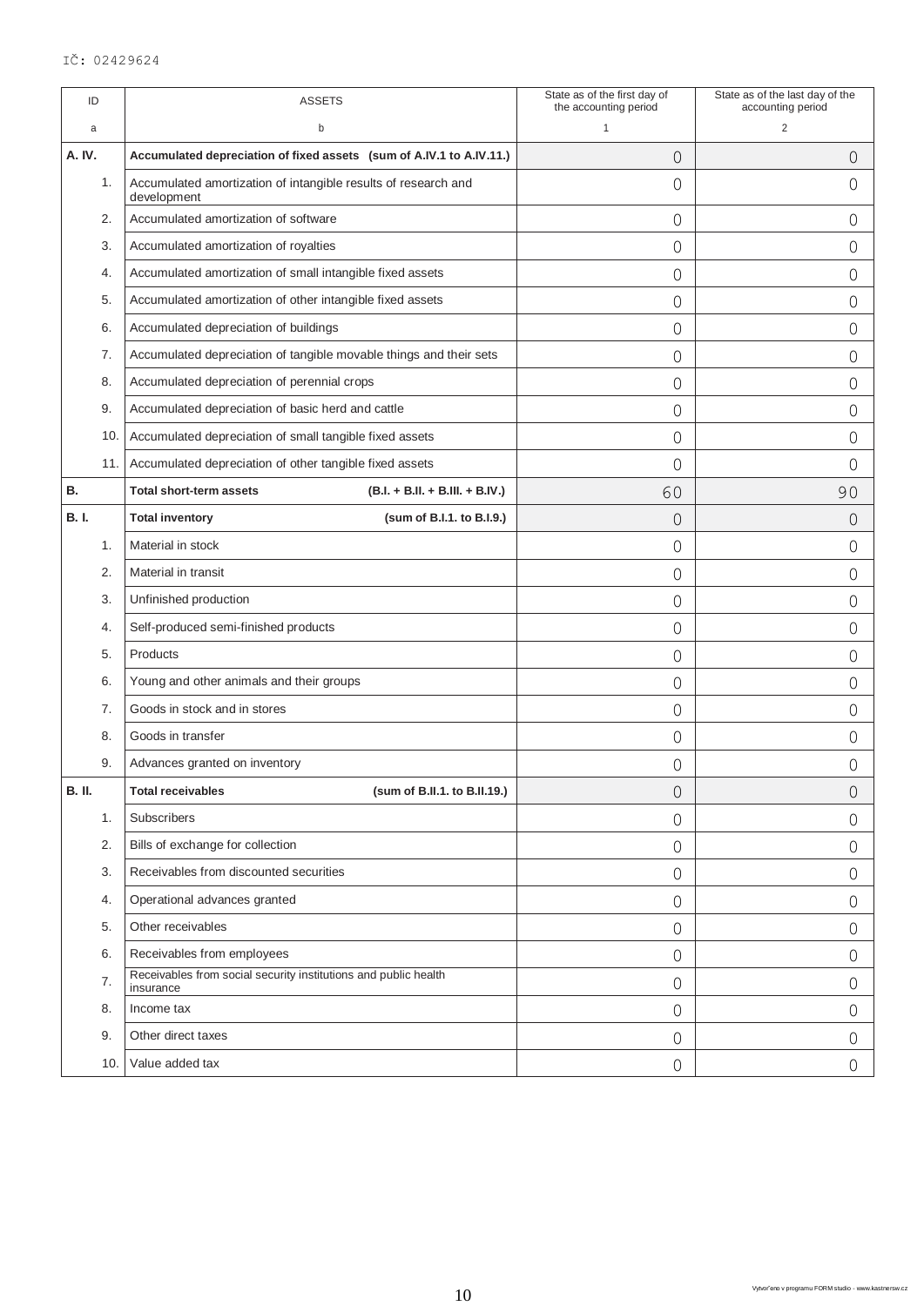IČ: 02429624

| ID | ASSETS | State as of the first day of the accounting period | State as of the last day of the accounting period |
|---|---|---|---|
| a | b | 1 | 2 |
| **A. IV.** | **Accumulated depreciation of fixed assets (sum of A.IV.1 to A.IV.11.)** | 0 | 0 |
| 1. | Accumulated amortization of intangible results of research and development | 0 | 0 |
| 2. | Accumulated amortization of software | 0 | 0 |
| 3. | Accumulated amortization of royalties | 0 | 0 |
| 4. | Accumulated amortization of small intangible fixed assets | 0 | 0 |
| 5. | Accumulated amortization of other intangible fixed assets | 0 | 0 |
| 6. | Accumulated depreciation of buildings | 0 | 0 |
| 7. | Accumulated depreciation of tangible movable things and their sets | 0 | 0 |
| 8. | Accumulated depreciation of perennial crops | 0 | 0 |
| 9. | Accumulated depreciation of basic herd and cattle | 0 | 0 |
| 10. | Accumulated depreciation of small tangible fixed assets | 0 | 0 |
| 11. | Accumulated depreciation of other tangible fixed assets | 0 | 0 |
| **B.** | **Total short-term assets (B.I. + B.II. + B.III. + B.IV.)** | 60 | 90 |
| **B. I.** | **Total inventory (sum of B.I.1. to B.I.9.)** | 0 | 0 |
| 1. | Material in stock | 0 | 0 |
| 2. | Material in transit | 0 | 0 |
| 3. | Unfinished production | 0 | 0 |
| 4. | Self-produced semi-finished products | 0 | 0 |
| 5. | Products | 0 | 0 |
| 6. | Young and other animals and their groups | 0 | 0 |
| 7. | Goods in stock and in stores | 0 | 0 |
| 8. | Goods in transfer | 0 | 0 |
| 9. | Advances granted on inventory | 0 | 0 |
| **B. II.** | **Total receivables (sum of B.II.1. to B.II.19.)** | 0 | 0 |
| 1. | Subscribers | 0 | 0 |
| 2. | Bills of exchange for collection | 0 | 0 |
| 3. | Receivables from discounted securities | 0 | 0 |
| 4. | Operational advances granted | 0 | 0 |
| 5. | Other receivables | 0 | 0 |
| 6. | Receivables from employees | 0 | 0 |
| 7. | Receivables from social security institutions and public health insurance | 0 | 0 |
| 8. | Income tax | 0 | 0 |
| 9. | Other direct taxes | 0 | 0 |
| 10. | Value added tax | 0 | 0 |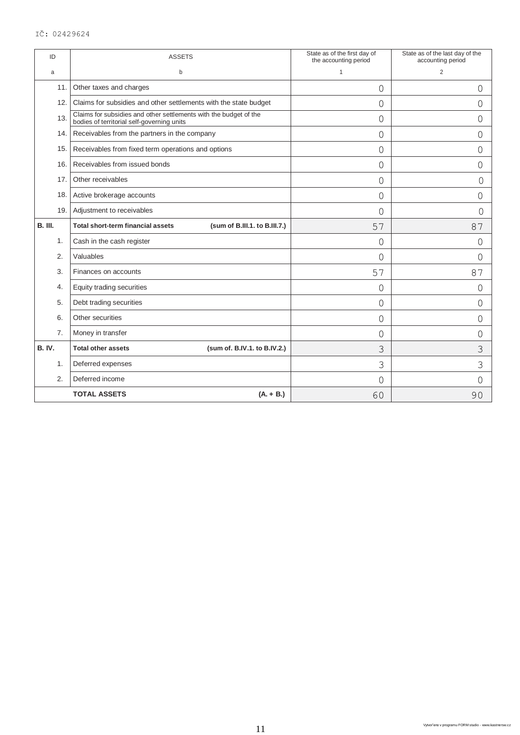IČ: 02429624

| ID | ASSETS | | State as of the first day of the accounting period | State as of the last day of the accounting period |
|---|---|---|---|---|
| a | b | | 1 | 2 |
| 11. | Other taxes and charges | | 0 | 0 |
| 12. | Claims for subsidies and other settlements with the state budget | | 0 | 0 |
| 13. | Claims for subsidies and other settlements with the budget of the bodies of territorial self-governing units | | 0 | 0 |
| 14. | Receivables from the partners in the company | | 0 | 0 |
| 15. | Receivables from fixed term operations and options | | 0 | 0 |
| 16. | Receivables from issued bonds | | 0 | 0 |
| 17. | Other receivables | | 0 | 0 |
| 18. | Active brokerage accounts | | 0 | 0 |
| 19. | Adjustment to receivables | | 0 | 0 |
| **B. III.** | **Total short-term financial assets** | **(sum of B.III.1. to B.III.7.)** | 57 | 87 |
| 1. | Cash in the cash register | | 0 | 0 |
| 2. | Valuables | | 0 | 0 |
| 3. | Finances on accounts | | 57 | 87 |
| 4. | Equity trading securities | | 0 | 0 |
| 5. | Debt trading securities | | 0 | 0 |
| 6. | Other securities | | 0 | 0 |
| 7. | Money in transfer | | 0 | 0 |
| **B. IV.** | **Total other assets** | **(sum of. B.IV.1. to B.IV.2.)** | 3 | 3 |
| 1. | Deferred expenses | | 3 | 3 |
| 2. | Deferred income | | 0 | 0 |
| | **TOTAL ASSETS** | **(A. + B.)** | 60 | 90 |

Vytvořeno v programu FORM studio - www.kastnersw.cz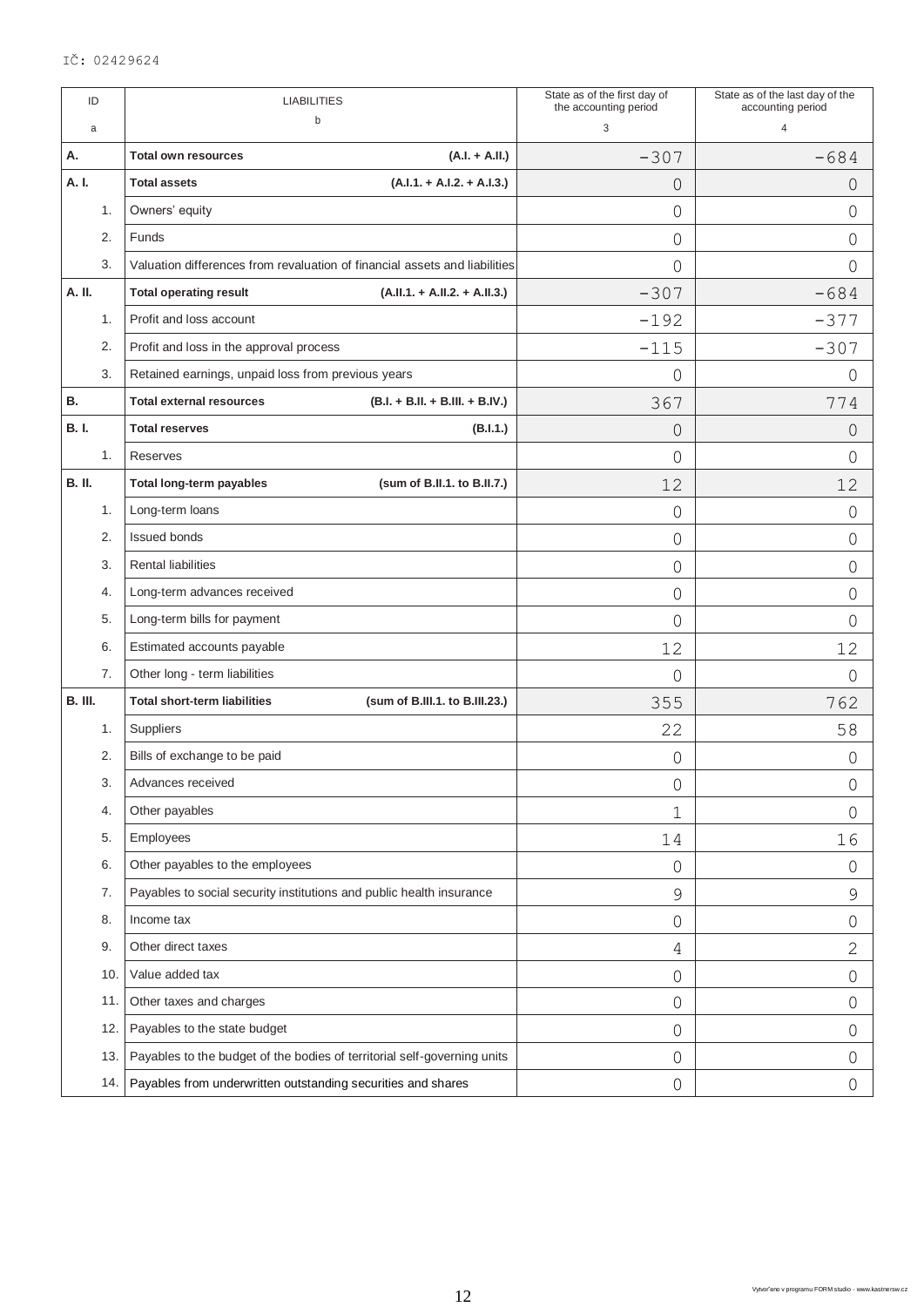IČ: 02429624

| ID | LIABILITIES | | State as of the first day of the accounting period | State as of the last day of the accounting period |
|---|---|---|---|---|
| a | b | | 3 | 4 |
| **A.** | **Total own resources** | **(A.I. + A.II.)** | -307 | -684 |
| **A. I.** | **Total assets** | **(A.I.1. + A.I.2. + A.I.3.)** | 0 | 0 |
| 1. | Owners' equity | | 0 | 0 |
| 2. | Funds | | 0 | 0 |
| 3. | Valuation differences from revaluation of financial assets and liabilities | | 0 | 0 |
| **A. II.** | **Total operating result** | **(A.II.1. + A.II.2. + A.II.3.)** | -307 | -684 |
| 1. | Profit and loss account | | -192 | -377 |
| 2. | Profit and loss in the approval process | | -115 | -307 |
| 3. | Retained earnings, unpaid loss from previous years | | 0 | 0 |
| **B.** | **Total external resources** | **(B.I. + B.II. + B.III. + B.IV.)** | 367 | 774 |
| **B. I.** | **Total reserves** | **(B.I.1.)** | 0 | 0 |
| 1. | Reserves | | 0 | 0 |
| **B. II.** | **Total long-term payables** | **(sum of B.II.1. to B.II.7.)** | 12 | 12 |
| 1. | Long-term loans | | 0 | 0 |
| 2. | Issued bonds | | 0 | 0 |
| 3. | Rental liabilities | | 0 | 0 |
| 4. | Long-term advances received | | 0 | 0 |
| 5. | Long-term bills for payment | | 0 | 0 |
| 6. | Estimated accounts payable | | 12 | 12 |
| 7. | Other long - term liabilities | | 0 | 0 |
| **B. III.** | **Total short-term liabilities** | **(sum of B.III.1. to B.III.23.)** | 355 | 762 |
| 1. | Suppliers | | 22 | 58 |
| 2. | Bills of exchange to be paid | | 0 | 0 |
| 3. | Advances received | | 0 | 0 |
| 4. | Other payables | | 1 | 0 |
| 5. | Employees | | 14 | 16 |
| 6. | Other payables to the employees | | 0 | 0 |
| 7. | Payables to social security institutions and public health insurance | | 9 | 9 |
| 8. | Income tax | | 0 | 0 |
| 9. | Other direct taxes | | 4 | 2 |
| 10. | Value added tax | | 0 | 0 |
| 11. | Other taxes and charges | | 0 | 0 |
| 12. | Payables to the state budget | | 0 | 0 |
| 13. | Payables to the budget of the bodies of territorial self-governing units | | 0 | 0 |
| 14. | Payables from underwritten outstanding securities and shares | | 0 | 0 |

Vytvořeno v programu FORM studio - www.kastnersw.cz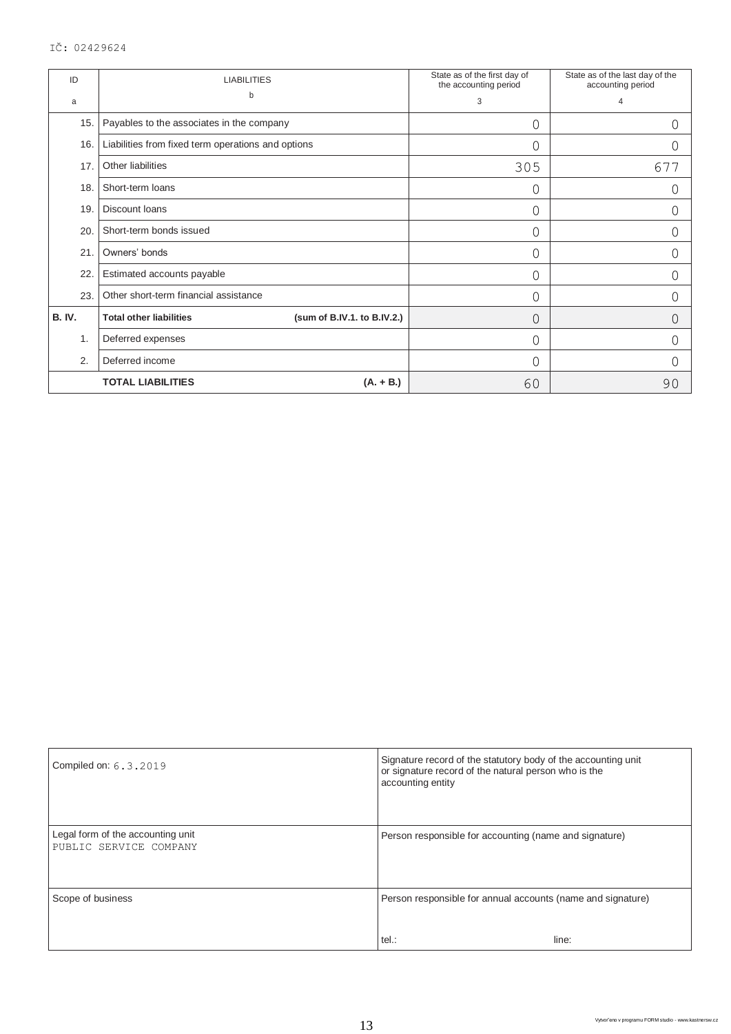IČ: 02429624

| ID<br>a | LIABILITIES<br>b | | State as of the first day of the accounting period<br>3 | State as of the last day of the accounting period<br>4 |
|---|---|---|---|---|
| 15. | Payables to the associates in the company | | 0 | 0 |
| 16. | Liabilities from fixed term operations and options | | 0 | 0 |
| 17. | Other liabilities | | 305 | 677 |
| 18. | Short-term loans | | 0 | 0 |
| 19. | Discount loans | | 0 | 0 |
| 20. | Short-term bonds issued | | 0 | 0 |
| 21. | Owners' bonds | | 0 | 0 |
| 22. | Estimated accounts payable | | 0 | 0 |
| 23. | Other short-term financial assistance | | 0 | 0 |
| **B. IV.** | **Total other liabilities** | **(sum of B.IV.1. to B.IV.2.)** | 0 | 0 |
| 1. | Deferred expenses | | 0 | 0 |
| 2. | Deferred income | | 0 | 0 |
| | **TOTAL LIABILITIES** | **(A. + B.)** | 60 | 90 |

| | |
|---|---|
| Compiled on: 6.3.2019 | Signature record of the statutory body of the accounting unit or signature record of the natural person who is the accounting entity |
| Legal form of the accounting unit<br>PUBLIC SERVICE COMPANY | Person responsible for accounting (name and signature) |
| Scope of business | Person responsible for annual accounts (name and signature)<br><br>tel.: line: |

Vytvořeno v programu FORM studio - www.kastnersw.cz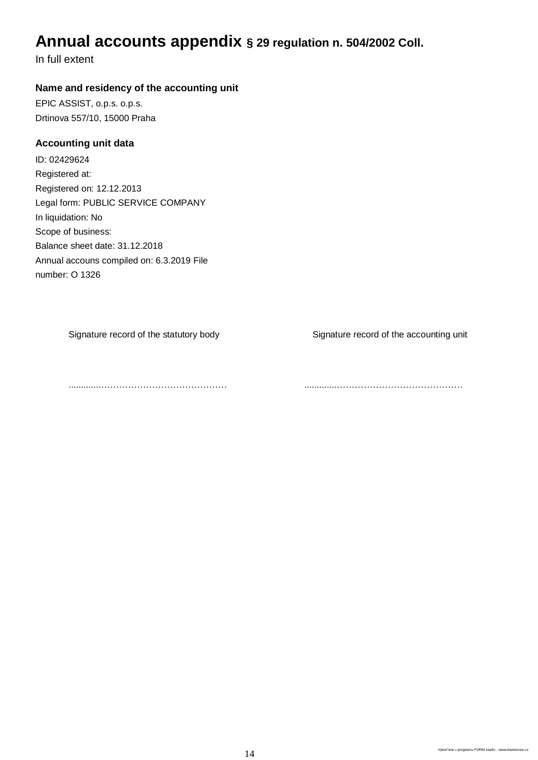# Annual accounts appendix § 29 regulation n. 504/2002 Coll.

In full extent

### Name and residency of the accounting unit

EPIC ASSIST, o.p.s. o.p.s.
Drtinova 557/10, 15000 Praha

### Accounting unit data

ID: 02429624
Registered at:
Registered on: 12.12.2013
Legal form: PUBLIC SERVICE COMPANY
In liquidation: No
Scope of business:
Balance sheet date: 31.12.2018
Annual accouns compiled on: 6.3.2019 File number: O 1326

| Signature record of the statutory body | Signature record of the accounting unit |
| --- | --- |
| ............………………………………… | ............………………………………… |

Vytvořeno v programu FORM studio - www.kastnersw.cz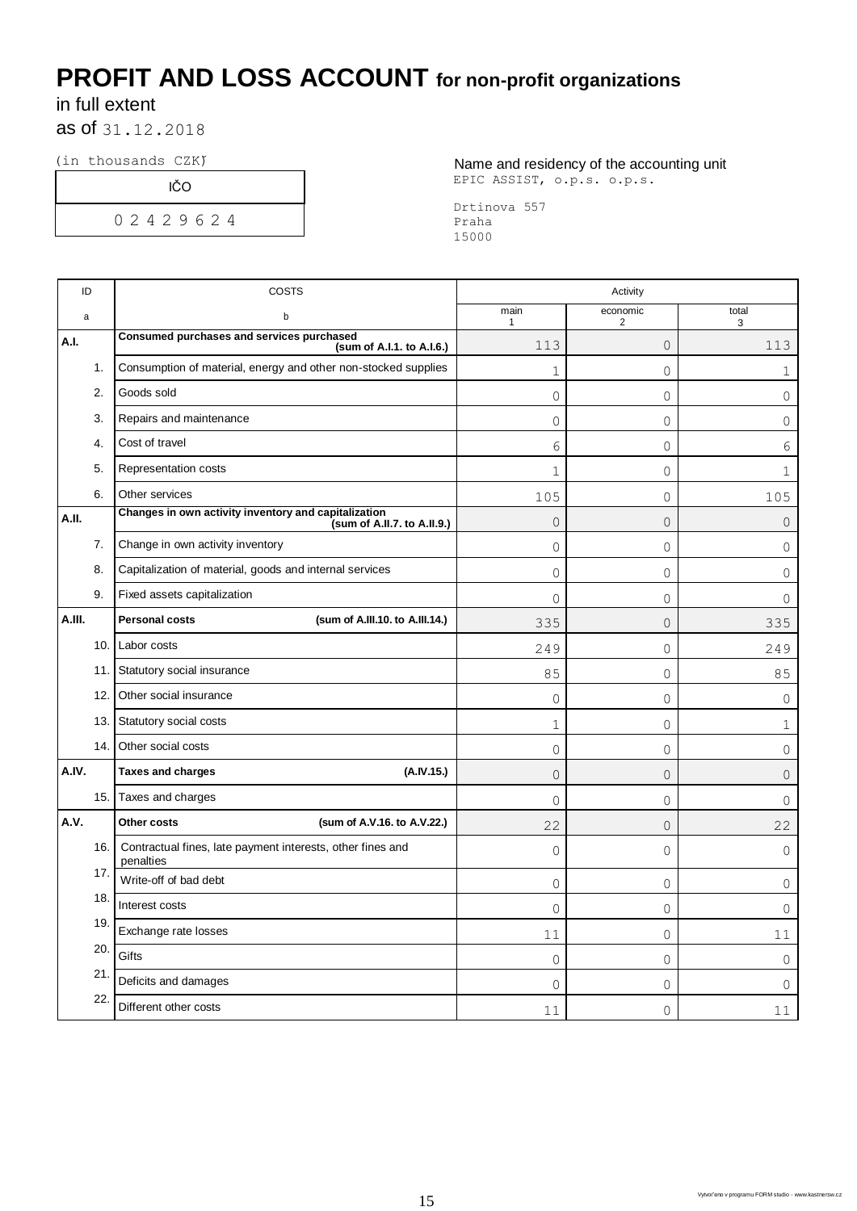# PROFIT AND LOSS ACCOUNT for non-profit organizations

in full extent

as of 31.12.2018

(in thousands CZK)

| IČO |
|---|
| 0 2 4 2 9 6 2 4 |

Name and residency of the accounting unit
EPIC ASSIST, o.p.s. o.p.s.

Drtinova 557
Praha
15000

| ID | COSTS | Activity | | |
|---|---|---|---|---|
| a | b | main 1 | economic 2 | total 3 |
| **A.I.** | **Consumed purchases and services purchased (sum of A.I.1. to A.I.6.)** | 113 | 0 | 113 |
| 1. | Consumption of material, energy and other non-stocked supplies | 1 | 0 | 1 |
| 2. | Goods sold | 0 | 0 | 0 |
| 3. | Repairs and maintenance | 0 | 0 | 0 |
| 4. | Cost of travel | 6 | 0 | 6 |
| 5. | Representation costs | 1 | 0 | 1 |
| 6. | Other services | 105 | 0 | 105 |
| **A.II.** | **Changes in own activity inventory and capitalization (sum of A.II.7. to A.II.9.)** | 0 | 0 | 0 |
| 7. | Change in own activity inventory | 0 | 0 | 0 |
| 8. | Capitalization of material, goods and internal services | 0 | 0 | 0 |
| 9. | Fixed assets capitalization | 0 | 0 | 0 |
| **A.III.** | **Personal costs (sum of A.III.10. to A.III.14.)** | 335 | 0 | 335 |
| 10. | Labor costs | 249 | 0 | 249 |
| 11. | Statutory social insurance | 85 | 0 | 85 |
| 12. | Other social insurance | 0 | 0 | 0 |
| 13. | Statutory social costs | 1 | 0 | 1 |
| 14. | Other social costs | 0 | 0 | 0 |
| **A.IV.** | **Taxes and charges (A.IV.15.)** | 0 | 0 | 0 |
| 15. | Taxes and charges | 0 | 0 | 0 |
| **A.V.** | **Other costs (sum of A.V.16. to A.V.22.)** | 22 | 0 | 22 |
| 16. | Contractual fines, late payment interests, other fines and penalties | 0 | 0 | 0 |
| 17. | Write-off of bad debt | 0 | 0 | 0 |
| 18. | Interest costs | 0 | 0 | 0 |
| 19. | Exchange rate losses | 11 | 0 | 11 |
| 20. | Gifts | 0 | 0 | 0 |
| 21. | Deficits and damages | 0 | 0 | 0 |
| 22. | Different other costs | 11 | 0 | 11 |

Vytvořeno v programu FORM studio - www.kastnersw.cz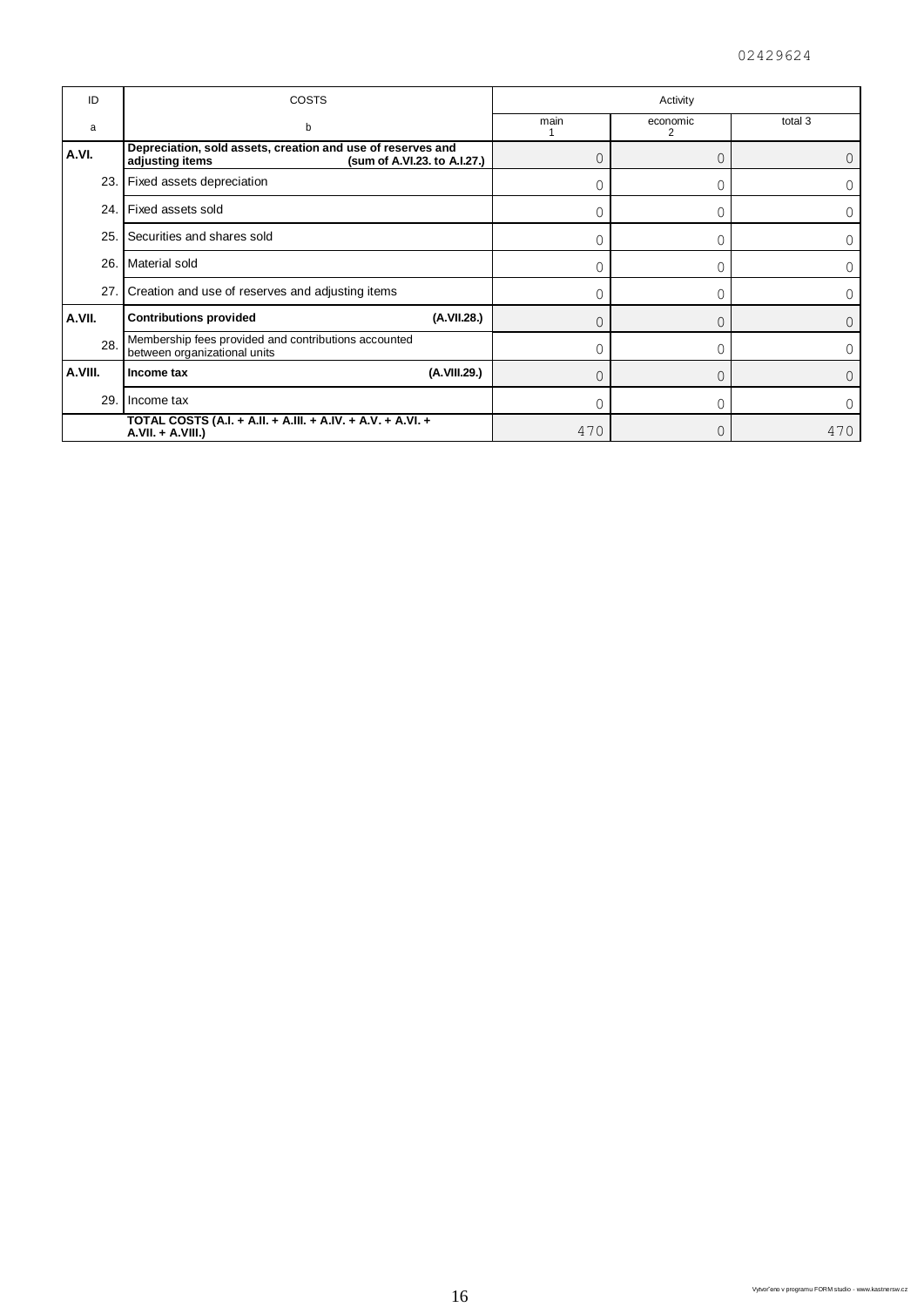02429624

| ID | COSTS | Activity | | |
|---|---|---|---|---|
| a | b | main 1 | economic 2 | total 3 |
| **A.VI.** | **Depreciation, sold assets, creation and use of reserves and adjusting items (sum of A.VI.23. to A.I.27.)** | 0 | 0 | 0 |
| 23. | Fixed assets depreciation | 0 | 0 | 0 |
| 24. | Fixed assets sold | 0 | 0 | 0 |
| 25. | Securities and shares sold | 0 | 0 | 0 |
| 26. | Material sold | 0 | 0 | 0 |
| 27. | Creation and use of reserves and adjusting items | 0 | 0 | 0 |
| **A.VII.** | **Contributions provided (A.VII.28.)** | 0 | 0 | 0 |
| 28. | Membership fees provided and contributions accounted between organizational units | 0 | 0 | 0 |
| **A.VIII.** | **Income tax (A.VIII.29.)** | 0 | 0 | 0 |
| 29. | Income tax | 0 | 0 | 0 |
| | **TOTAL COSTS (A.I. + A.II. + A.III. + A.IV. + A.V. + A.VI. + A.VII. + A.VIII.)** | 470 | 0 | 470 |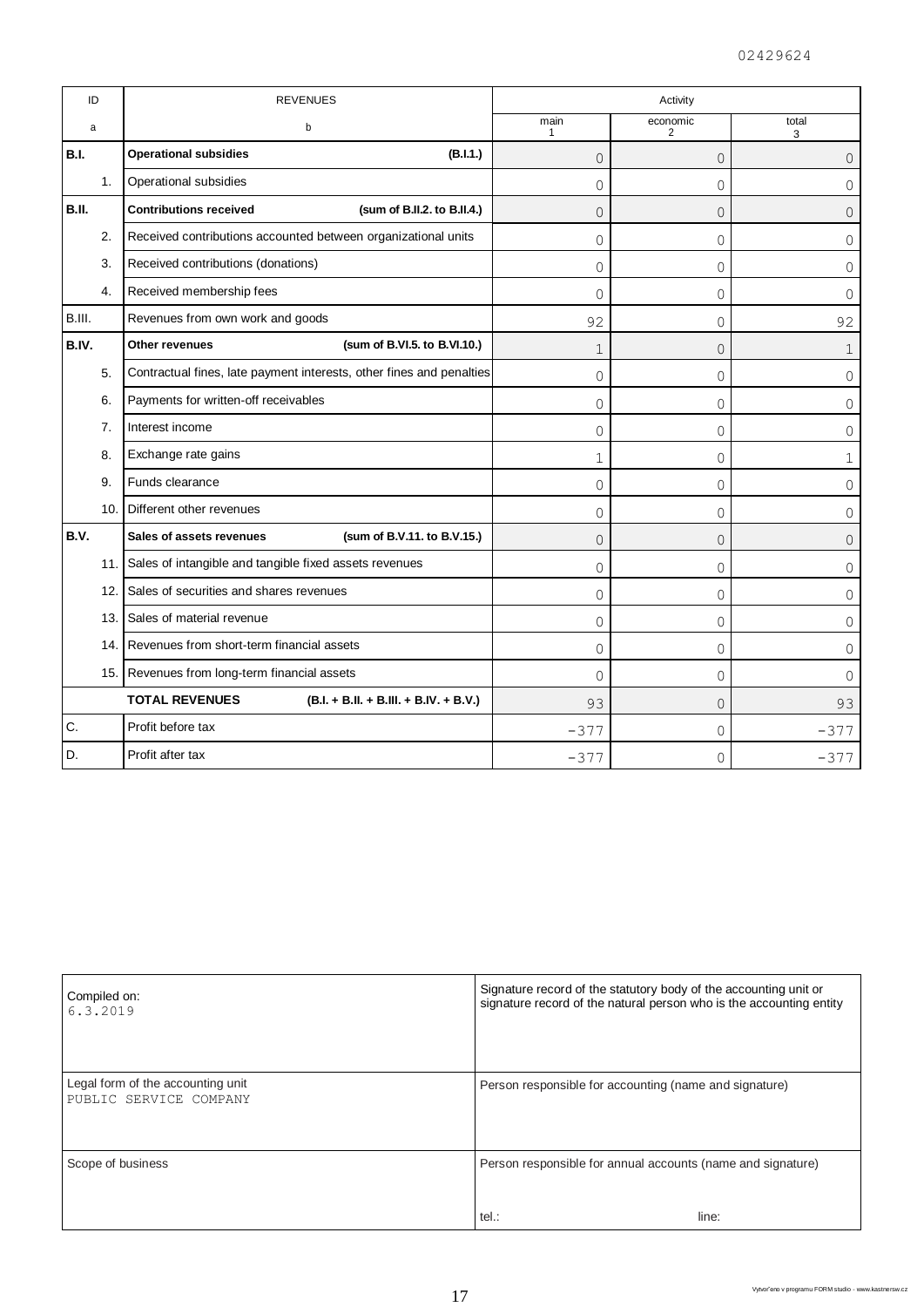02429624

| ID | REVENUES | | Activity | | |
|---|---|---|---|---|---|
| a | b | | main 1 | economic 2 | total 3 |
| **B.I.** | **Operational subsidies** | **(B.I.1.)** | 0 | 0 | 0 |
| 1. | Operational subsidies | | 0 | 0 | 0 |
| **B.II.** | **Contributions received** | **(sum of B.II.2. to B.II.4.)** | 0 | 0 | 0 |
| 2. | Received contributions accounted between organizational units | | 0 | 0 | 0 |
| 3. | Received contributions (donations) | | 0 | 0 | 0 |
| 4. | Received membership fees | | 0 | 0 | 0 |
| B.III. | Revenues from own work and goods | | 92 | 0 | 92 |
| **B.IV.** | **Other revenues** | **(sum of B.VI.5. to B.VI.10.)** | 1 | 0 | 1 |
| 5. | Contractual fines, late payment interests, other fines and penalties | | 0 | 0 | 0 |
| 6. | Payments for written-off receivables | | 0 | 0 | 0 |
| 7. | Interest income | | 0 | 0 | 0 |
| 8. | Exchange rate gains | | 1 | 0 | 1 |
| 9. | Funds clearance | | 0 | 0 | 0 |
| 10. | Different other revenues | | 0 | 0 | 0 |
| **B.V.** | **Sales of assets revenues** | **(sum of B.V.11. to B.V.15.)** | 0 | 0 | 0 |
| 11. | Sales of intangible and tangible fixed assets revenues | | 0 | 0 | 0 |
| 12. | Sales of securities and shares revenues | | 0 | 0 | 0 |
| 13. | Sales of material revenue | | 0 | 0 | 0 |
| 14. | Revenues from short-term financial assets | | 0 | 0 | 0 |
| 15. | Revenues from long-term financial assets | | 0 | 0 | 0 |
| | **TOTAL REVENUES** | **(B.I. + B.II. + B.III. + B.IV. + B.V.)** | 93 | 0 | 93 |
| C. | Profit before tax | | -377 | 0 | -377 |
| D. | Profit after tax | | -377 | 0 | -377 |

| | |
|---|---|
| Compiled on: 6.3.2019 | Signature record of the statutory body of the accounting unit or signature record of the natural person who is the accounting entity |
| Legal form of the accounting unit PUBLIC SERVICE COMPANY | Person responsible for accounting (name and signature) |
| Scope of business | Person responsible for annual accounts (name and signature)<br>tel.: line: |

Vytvořeno v programu FORM studio - www.kastnersw.cz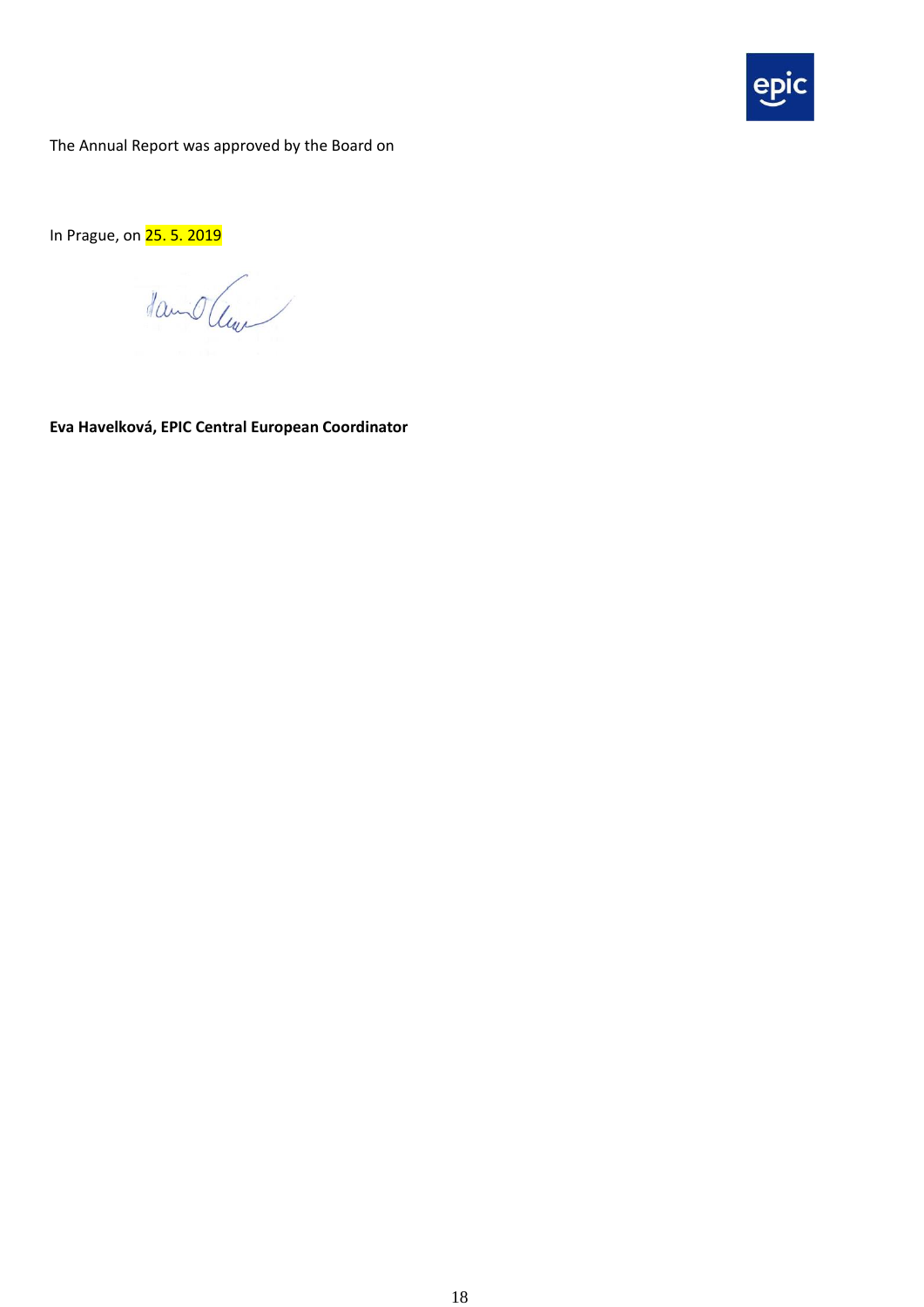The Annual Report was approved by the Board on

In Prague, on 25. 5. 2019

**Eva Havelková, EPIC Central European Coordinator**